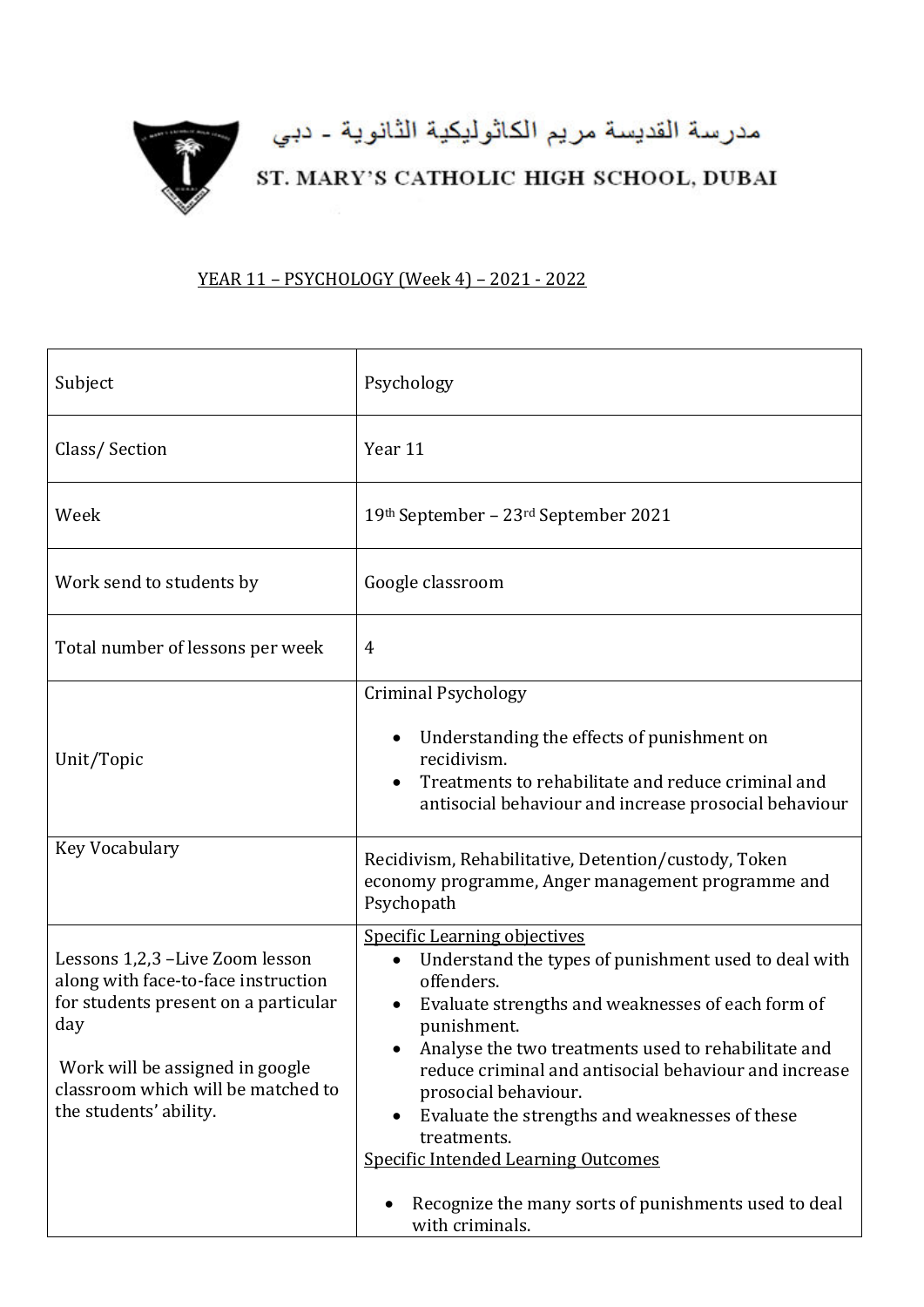مدرسة القديسة مريم الكاثوليكية الثانوية - دبي

ST. MARY'S CATHOLIC HIGH SCHOOL, DUBAI

YEAR 11 – PSYCHOLOGY (Week 4) – 2021 - 2022

| Subject | Psychology |
|---|---|
| Class/ Section | Year 11 |
| Week | 19th September – 23rd September 2021 |
| Work send to students by | Google classroom |
| Total number of lessons per week | 4 |
| Unit/Topic | Criminal Psychology<br><br>• Understanding the effects of punishment on recidivism.<br>• Treatments to rehabilitate and reduce criminal and antisocial behaviour and increase prosocial behaviour |
| Key Vocabulary | Recidivism, Rehabilitative, Detention/custody, Token economy programme, Anger management programme and Psychopath |
| Lessons 1,2,3 –Live Zoom lesson along with face-to-face instruction for students present on a particular day<br><br>Work will be assigned in google classroom which will be matched to the students' ability. | Specific Learning objectives<br>• Understand the types of punishment used to deal with offenders.<br>• Evaluate strengths and weaknesses of each form of punishment.<br>• Analyse the two treatments used to rehabilitate and reduce criminal and antisocial behaviour and increase prosocial behaviour.<br>• Evaluate the strengths and weaknesses of these treatments.<br><br>Specific Intended Learning Outcomes<br><br>• Recognize the many sorts of punishments used to deal with criminals. |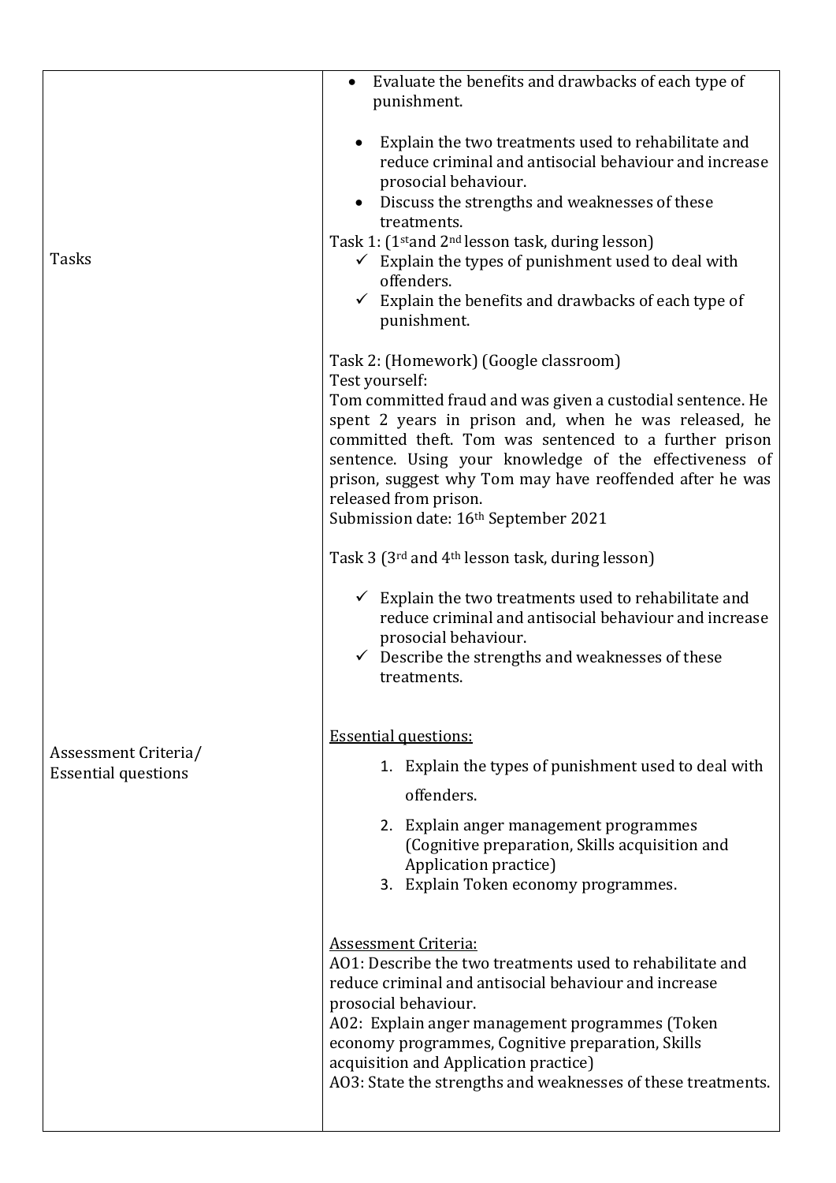| | |
|---|---|
| Tasks | • Evaluate the benefits and drawbacks of each type of punishment.<br><br>• Explain the two treatments used to rehabilitate and reduce criminal and antisocial behaviour and increase prosocial behaviour.<br>• Discuss the strengths and weaknesses of these treatments.<br><br>Task 1: (1st and 2nd lesson task, during lesson)<br>✓ Explain the types of punishment used to deal with offenders.<br>✓ Explain the benefits and drawbacks of each type of punishment.<br><br>Task 2: (Homework) (Google classroom)<br>Test yourself:<br>Tom committed fraud and was given a custodial sentence. He spent 2 years in prison and, when he was released, he committed theft. Tom was sentenced to a further prison sentence. Using your knowledge of the effectiveness of prison, suggest why Tom may have reoffended after he was released from prison.<br>Submission date: 16th September 2021<br><br>Task 3 (3rd and 4th lesson task, during lesson)<br><br>✓ Explain the two treatments used to rehabilitate and reduce criminal and antisocial behaviour and increase prosocial behaviour.<br>✓ Describe the strengths and weaknesses of these treatments. |
| Assessment Criteria/<br>Essential questions | <u>Essential questions:</u><br>1. Explain the types of punishment used to deal with offenders.<br>2. Explain anger management programmes (Cognitive preparation, Skills acquisition and Application practice)<br>3. Explain Token economy programmes.<br><br><u>Assessment Criteria:</u><br>AO1: Describe the two treatments used to rehabilitate and reduce criminal and antisocial behaviour and increase prosocial behaviour.<br>A02: Explain anger management programmes (Token economy programmes, Cognitive preparation, Skills acquisition and Application practice)<br>AO3: State the strengths and weaknesses of these treatments. |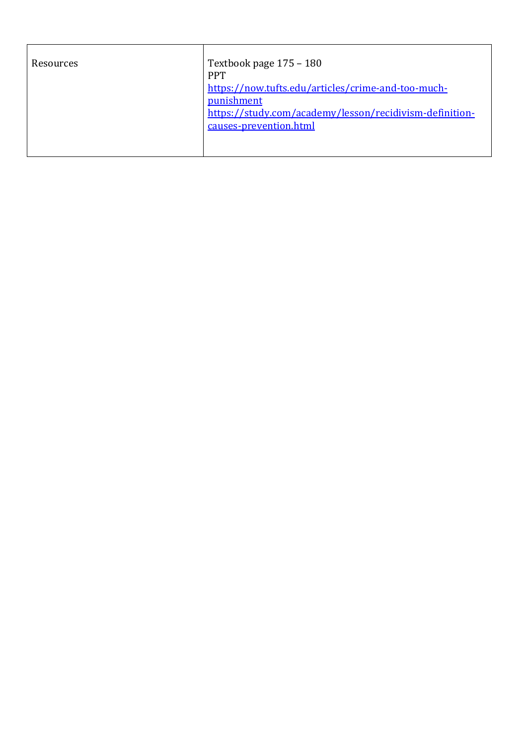| | |
|---|---|
| Resources | Textbook page 175 – 180<br>PPT<br>https://now.tufts.edu/articles/crime-and-too-much-punishment<br>https://study.com/academy/lesson/recidivism-definition-causes-prevention.html |